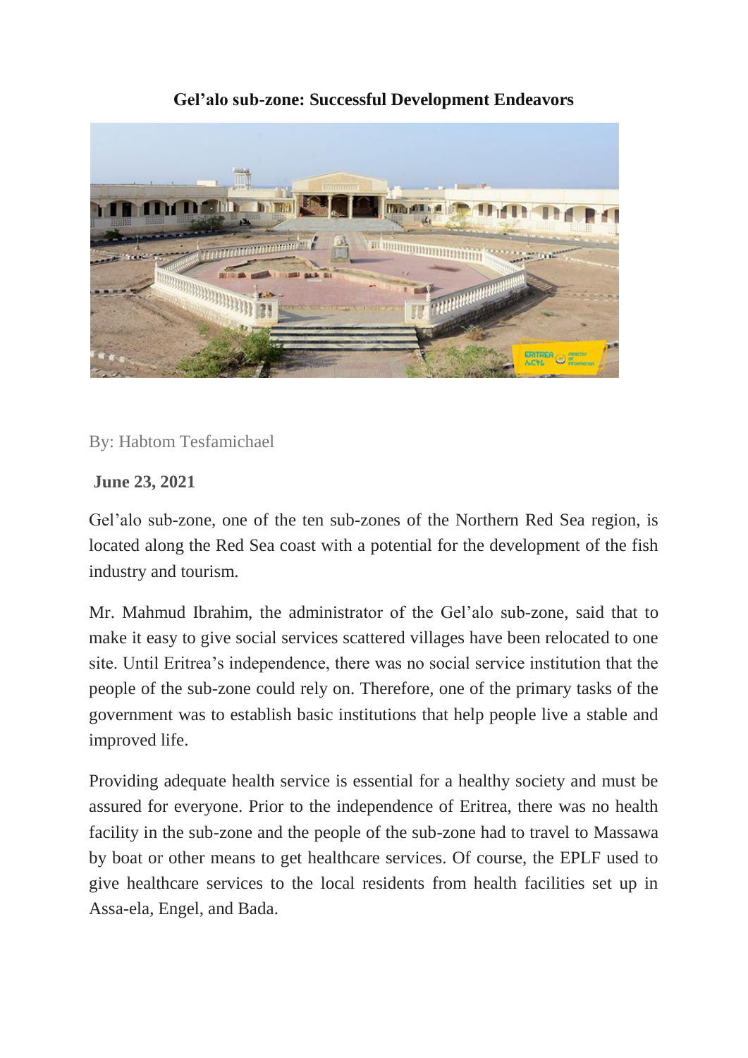# Gel'alo sub-zone: Successful Development Endeavors

By: Habtom Tesfamichael

**June 23, 2021**

Gel'alo sub-zone, one of the ten sub-zones of the Northern Red Sea region, is located along the Red Sea coast with a potential for the development of the fish industry and tourism.

Mr. Mahmud Ibrahim, the administrator of the Gel'alo sub-zone, said that to make it easy to give social services scattered villages have been relocated to one site. Until Eritrea's independence, there was no social service institution that the people of the sub-zone could rely on. Therefore, one of the primary tasks of the government was to establish basic institutions that help people live a stable and improved life.

Providing adequate health service is essential for a healthy society and must be assured for everyone. Prior to the independence of Eritrea, there was no health facility in the sub-zone and the people of the sub-zone had to travel to Massawa by boat or other means to get healthcare services. Of course, the EPLF used to give healthcare services to the local residents from health facilities set up in Assa-ela, Engel, and Bada.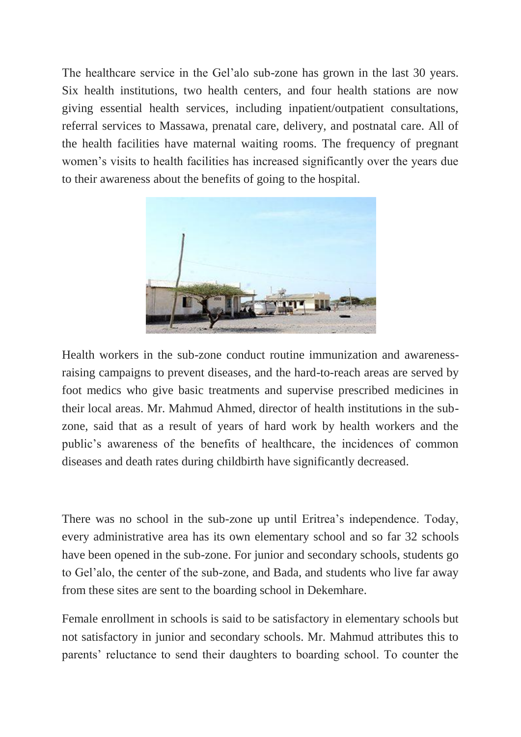The healthcare service in the Gel'alo sub-zone has grown in the last 30 years. Six health institutions, two health centers, and four health stations are now giving essential health services, including inpatient/outpatient consultations, referral services to Massawa, prenatal care, delivery, and postnatal care. All of the health facilities have maternal waiting rooms. The frequency of pregnant women's visits to health facilities has increased significantly over the years due to their awareness about the benefits of going to the hospital.

Health workers in the sub-zone conduct routine immunization and awareness-raising campaigns to prevent diseases, and the hard-to-reach areas are served by foot medics who give basic treatments and supervise prescribed medicines in their local areas. Mr. Mahmud Ahmed, director of health institutions in the sub-zone, said that as a result of years of hard work by health workers and the public's awareness of the benefits of healthcare, the incidences of common diseases and death rates during childbirth have significantly decreased.

There was no school in the sub-zone up until Eritrea's independence. Today, every administrative area has its own elementary school and so far 32 schools have been opened in the sub-zone. For junior and secondary schools, students go to Gel'alo, the center of the sub-zone, and Bada, and students who live far away from these sites are sent to the boarding school in Dekemhare.

Female enrollment in schools is said to be satisfactory in elementary schools but not satisfactory in junior and secondary schools. Mr. Mahmud attributes this to parents' reluctance to send their daughters to boarding school. To counter the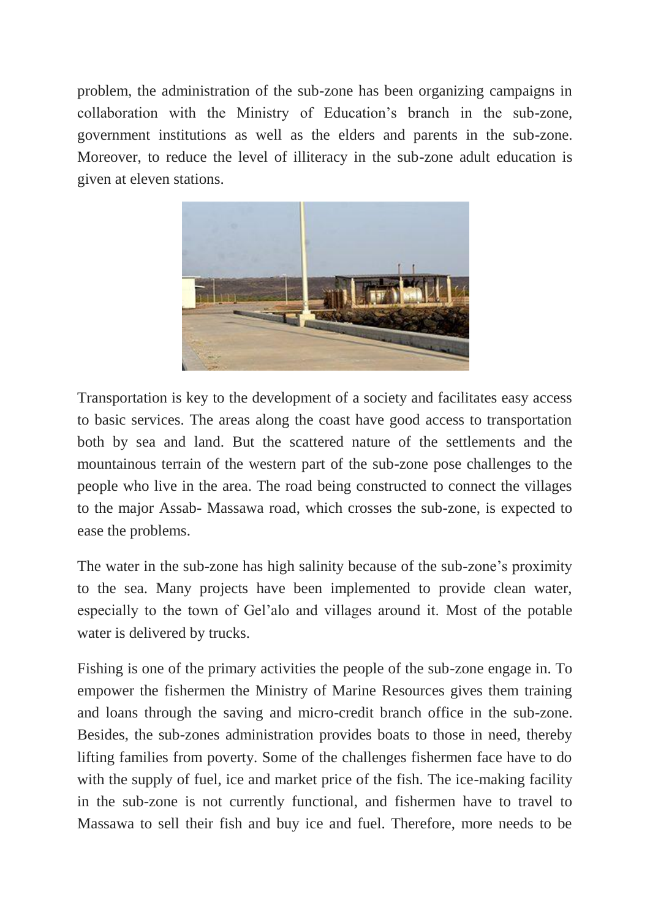problem, the administration of the sub-zone has been organizing campaigns in collaboration with the Ministry of Education's branch in the sub-zone, government institutions as well as the elders and parents in the sub-zone. Moreover, to reduce the level of illiteracy in the sub-zone adult education is given at eleven stations.

Transportation is key to the development of a society and facilitates easy access to basic services. The areas along the coast have good access to transportation both by sea and land. But the scattered nature of the settlements and the mountainous terrain of the western part of the sub-zone pose challenges to the people who live in the area. The road being constructed to connect the villages to the major Assab- Massawa road, which crosses the sub-zone, is expected to ease the problems.

The water in the sub-zone has high salinity because of the sub-zone's proximity to the sea. Many projects have been implemented to provide clean water, especially to the town of Gel'alo and villages around it. Most of the potable water is delivered by trucks.

Fishing is one of the primary activities the people of the sub-zone engage in. To empower the fishermen the Ministry of Marine Resources gives them training and loans through the saving and micro-credit branch office in the sub-zone. Besides, the sub-zones administration provides boats to those in need, thereby lifting families from poverty. Some of the challenges fishermen face have to do with the supply of fuel, ice and market price of the fish. The ice-making facility in the sub-zone is not currently functional, and fishermen have to travel to Massawa to sell their fish and buy ice and fuel. Therefore, more needs to be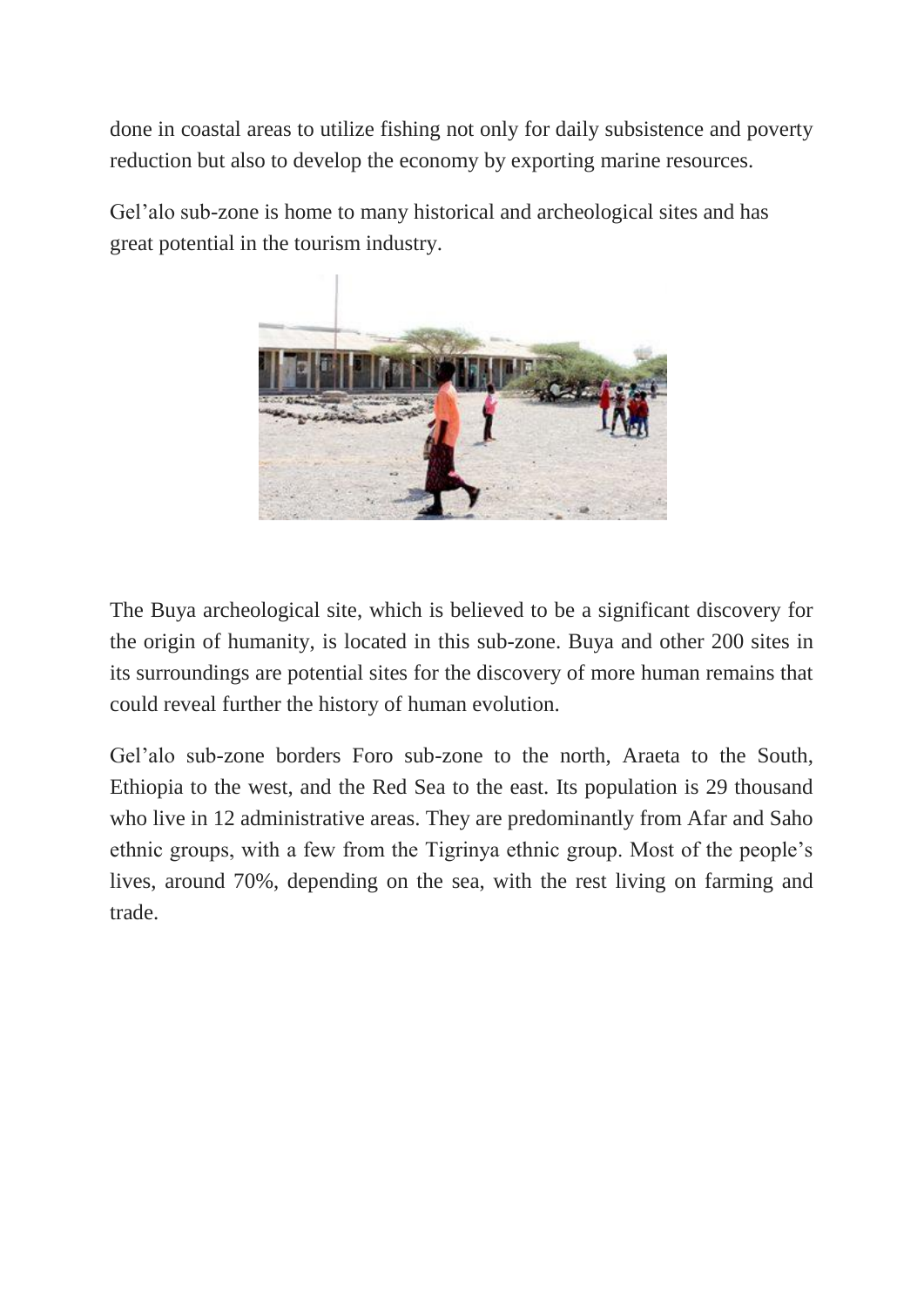done in coastal areas to utilize fishing not only for daily subsistence and poverty reduction but also to develop the economy by exporting marine resources.

Gel'alo sub-zone is home to many historical and archeological sites and has great potential in the tourism industry.

The Buya archeological site, which is believed to be a significant discovery for the origin of humanity, is located in this sub-zone. Buya and other 200 sites in its surroundings are potential sites for the discovery of more human remains that could reveal further the history of human evolution.

Gel'alo sub-zone borders Foro sub-zone to the north, Araeta to the South, Ethiopia to the west, and the Red Sea to the east. Its population is 29 thousand who live in 12 administrative areas. They are predominantly from Afar and Saho ethnic groups, with a few from the Tigrinya ethnic group. Most of the people's lives, around 70%, depending on the sea, with the rest living on farming and trade.